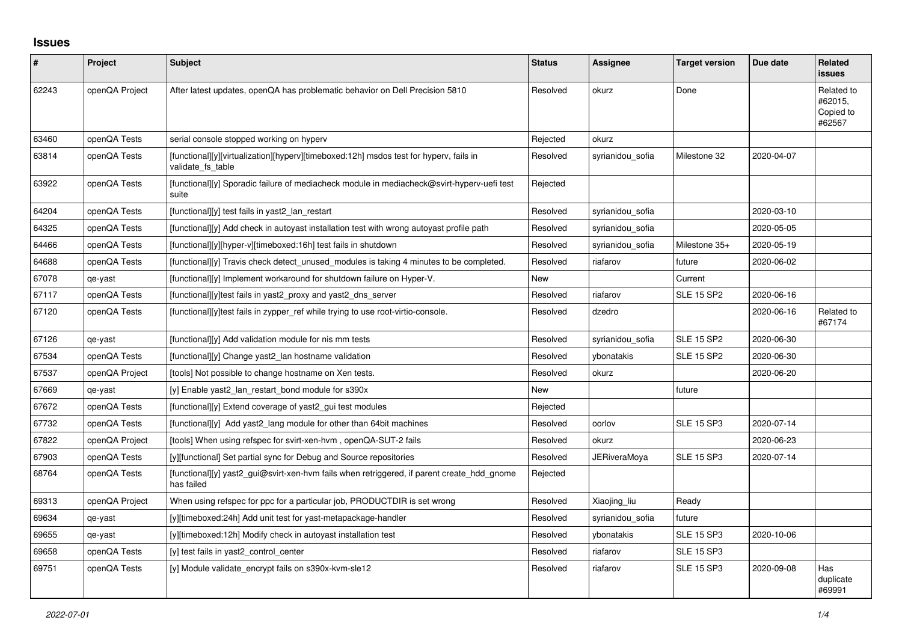## Issues

| # | Project | Subject | Status | Assignee | Target version | Due date | Related issues |
|---|---|---|---|---|---|---|---|
| 62243 | openQA Project | After latest updates, openQA has problematic behavior on Dell Precision 5810 | Resolved | okurz | Done | | Related to #62015, Copied to #62567 |
| 63460 | openQA Tests | serial console stopped working on hyperv | Rejected | okurz | | | |
| 63814 | openQA Tests | [functional][y][virtualization][hyperv][timeboxed:12h] msdos test for hyperv, fails in validate_fs_table | Resolved | syrianidou_sofia | Milestone 32 | 2020-04-07 | |
| 63922 | openQA Tests | [functional][y] Sporadic failure of mediacheck module in mediacheck@svirt-hyperv-uefi test suite | Rejected | | | | |
| 64204 | openQA Tests | [functional][y] test fails in yast2_lan_restart | Resolved | syrianidou_sofia | | 2020-03-10 | |
| 64325 | openQA Tests | [functional][y] Add check in autoyast installation test with wrong autoyast profile path | Resolved | syrianidou_sofia | | 2020-05-05 | |
| 64466 | openQA Tests | [functional][y][hyper-v][timeboxed:16h] test fails in shutdown | Resolved | syrianidou_sofia | Milestone 35+ | 2020-05-19 | |
| 64688 | openQA Tests | [functional][y] Travis check detect_unused_modules is taking 4 minutes to be completed. | Resolved | riafarov | future | 2020-06-02 | |
| 67078 | qe-yast | [functional][y] Implement workaround for shutdown failure on Hyper-V. | New | | Current | | |
| 67117 | openQA Tests | [functional][y]test fails in yast2_proxy and yast2_dns_server | Resolved | riafarov | SLE 15 SP2 | 2020-06-16 | |
| 67120 | openQA Tests | [functional][y]test fails in zypper_ref while trying to use root-virtio-console. | Resolved | dzedro | | 2020-06-16 | Related to #67174 |
| 67126 | qe-yast | [functional][y] Add validation module for nis mm tests | Resolved | syrianidou_sofia | SLE 15 SP2 | 2020-06-30 | |
| 67534 | openQA Tests | [functional][y] Change yast2_lan hostname validation | Resolved | ybonatakis | SLE 15 SP2 | 2020-06-30 | |
| 67537 | openQA Project | [tools] Not possible to change hostname on Xen tests. | Resolved | okurz | | 2020-06-20 | |
| 67669 | qe-yast | [y] Enable yast2_lan_restart_bond module for s390x | New | | future | | |
| 67672 | openQA Tests | [functional][y] Extend coverage of yast2_gui test modules | Rejected | | | | |
| 67732 | openQA Tests | [functional][y] Add yast2_lang module for other than 64bit machines | Resolved | oorlov | SLE 15 SP3 | 2020-07-14 | |
| 67822 | openQA Project | [tools] When using refspec for svirt-xen-hvm , openQA-SUT-2 fails | Resolved | okurz | | 2020-06-23 | |
| 67903 | openQA Tests | [y][functional] Set partial sync for Debug and Source repositories | Resolved | JERiveraMoya | SLE 15 SP3 | 2020-07-14 | |
| 68764 | openQA Tests | [functional][y] yast2_gui@svirt-xen-hvm fails when retriggered, if parent create_hdd_gnome has failed | Rejected | | | | |
| 69313 | openQA Project | When using refspec for ppc for a particular job, PRODUCTDIR is set wrong | Resolved | Xiaojing_liu | Ready | | |
| 69634 | qe-yast | [y][timeboxed:24h] Add unit test for yast-metapackage-handler | Resolved | syrianidou_sofia | future | | |
| 69655 | qe-yast | [y][timeboxed:12h] Modify check in autoyast installation test | Resolved | ybonatakis | SLE 15 SP3 | 2020-10-06 | |
| 69658 | openQA Tests | [y] test fails in yast2_control_center | Resolved | riafarov | SLE 15 SP3 | | |
| 69751 | openQA Tests | [y] Module validate_encrypt fails on s390x-kvm-sle12 | Resolved | riafarov | SLE 15 SP3 | 2020-09-08 | Has duplicate #69991 |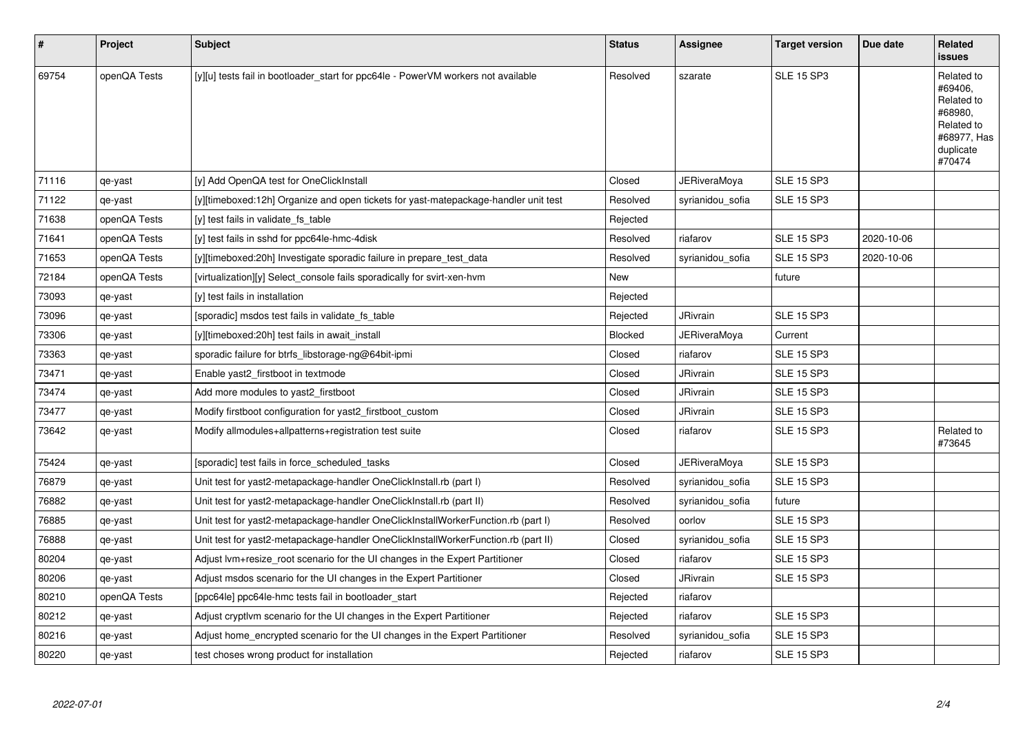| # | Project | Subject | Status | Assignee | Target version | Due date | Related issues |
|---|---|---|---|---|---|---|---|
| 69754 | openQA Tests | [y][u] tests fail in bootloader_start for ppc64le - PowerVM workers not available | Resolved | szarate | SLE 15 SP3 | | Related to #69406, Related to #68980, Related to #68977, Has duplicate #70474 |
| 71116 | qe-yast | [y] Add OpenQA test for OneClickInstall | Closed | JERiveraMoya | SLE 15 SP3 | | |
| 71122 | qe-yast | [y][timeboxed:12h] Organize and open tickets for yast-matepackage-handler unit test | Resolved | syrianidou_sofia | SLE 15 SP3 | | |
| 71638 | openQA Tests | [y] test fails in validate_fs_table | Rejected | | | | |
| 71641 | openQA Tests | [y] test fails in sshd for ppc64le-hmc-4disk | Resolved | riafarov | SLE 15 SP3 | 2020-10-06 | |
| 71653 | openQA Tests | [y][timeboxed:20h] Investigate sporadic failure in prepare_test_data | Resolved | syrianidou_sofia | SLE 15 SP3 | 2020-10-06 | |
| 72184 | openQA Tests | [virtualization][y] Select_console fails sporadically for svirt-xen-hvm | New | | future | | |
| 73093 | qe-yast | [y] test fails in installation | Rejected | | | | |
| 73096 | qe-yast | [sporadic] msdos test fails in validate_fs_table | Rejected | JRivrain | SLE 15 SP3 | | |
| 73306 | qe-yast | [y][timeboxed:20h] test fails in await_install | Blocked | JERiveraMoya | Current | | |
| 73363 | qe-yast | sporadic failure for btrfs_libstorage-ng@64bit-ipmi | Closed | riafarov | SLE 15 SP3 | | |
| 73471 | qe-yast | Enable yast2_firstboot in textmode | Closed | JRivrain | SLE 15 SP3 | | |
| 73474 | qe-yast | Add more modules to yast2_firstboot | Closed | JRivrain | SLE 15 SP3 | | |
| 73477 | qe-yast | Modify firstboot configuration for yast2_firstboot_custom | Closed | JRivrain | SLE 15 SP3 | | |
| 73642 | qe-yast | Modify allmodules+allpatterns+registration test suite | Closed | riafarov | SLE 15 SP3 | | Related to #73645 |
| 75424 | qe-yast | [sporadic] test fails in force_scheduled_tasks | Closed | JERiveraMoya | SLE 15 SP3 | | |
| 76879 | qe-yast | Unit test for yast2-metapackage-handler OneClickInstall.rb (part I) | Resolved | syrianidou_sofia | SLE 15 SP3 | | |
| 76882 | qe-yast | Unit test for yast2-metapackage-handler OneClickInstall.rb (part II) | Resolved | syrianidou_sofia | future | | |
| 76885 | qe-yast | Unit test for yast2-metapackage-handler OneClickInstallWorkerFunction.rb (part I) | Resolved | oorlov | SLE 15 SP3 | | |
| 76888 | qe-yast | Unit test for yast2-metapackage-handler OneClickInstallWorkerFunction.rb (part II) | Closed | syrianidou_sofia | SLE 15 SP3 | | |
| 80204 | qe-yast | Adjust lvm+resize_root scenario for the UI changes in the Expert Partitioner | Closed | riafarov | SLE 15 SP3 | | |
| 80206 | qe-yast | Adjust msdos scenario for the UI changes in the Expert Partitioner | Closed | JRivrain | SLE 15 SP3 | | |
| 80210 | openQA Tests | [ppc64le] ppc64le-hmc tests fail in bootloader_start | Rejected | riafarov | | | |
| 80212 | qe-yast | Adjust cryptlvm scenario for the UI changes in the Expert Partitioner | Rejected | riafarov | SLE 15 SP3 | | |
| 80216 | qe-yast | Adjust home_encrypted scenario for the UI changes in the Expert Partitioner | Resolved | syrianidou_sofia | SLE 15 SP3 | | |
| 80220 | qe-yast | test choses wrong product for installation | Rejected | riafarov | SLE 15 SP3 | | |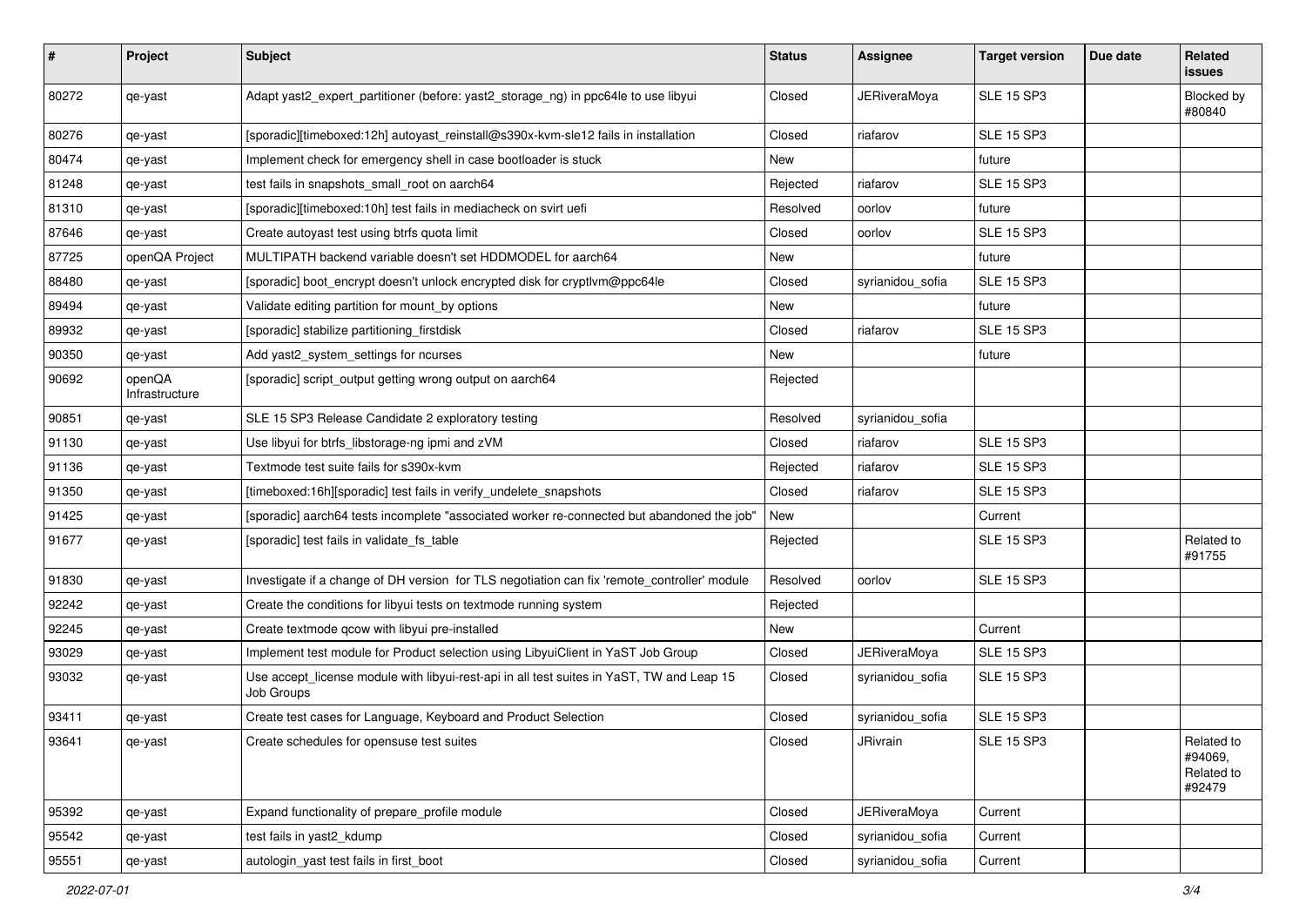| # | Project | Subject | Status | Assignee | Target version | Due date | Related issues |
|---|---|---|---|---|---|---|---|
| 80272 | qe-yast | Adapt yast2_expert_partitioner (before: yast2_storage_ng) in ppc64le to use libyui | Closed | JERiveraMoya | SLE 15 SP3 | | Blocked by #80840 |
| 80276 | qe-yast | [sporadic][timeboxed:12h] autoyast_reinstall@s390x-kvm-sle12 fails in installation | Closed | riafarov | SLE 15 SP3 | | |
| 80474 | qe-yast | Implement check for emergency shell in case bootloader is stuck | New | | future | | |
| 81248 | qe-yast | test fails in snapshots_small_root on aarch64 | Rejected | riafarov | SLE 15 SP3 | | |
| 81310 | qe-yast | [sporadic][timeboxed:10h] test fails in mediacheck on svirt uefi | Resolved | oorlov | future | | |
| 87646 | qe-yast | Create autoyast test using btrfs quota limit | Closed | oorlov | SLE 15 SP3 | | |
| 87725 | openQA Project | MULTIPATH backend variable doesn't set HDDMODEL for aarch64 | New | | future | | |
| 88480 | qe-yast | [sporadic] boot_encrypt doesn't unlock encrypted disk for cryptlvm@ppc64le | Closed | syrianidou_sofia | SLE 15 SP3 | | |
| 89494 | qe-yast | Validate editing partition for mount_by options | New | | future | | |
| 89932 | qe-yast | [sporadic] stabilize partitioning_firstdisk | Closed | riafarov | SLE 15 SP3 | | |
| 90350 | qe-yast | Add yast2_system_settings for ncurses | New | | future | | |
| 90692 | openQA Infrastructure | [sporadic] script_output getting wrong output on aarch64 | Rejected | | | | |
| 90851 | qe-yast | SLE 15 SP3 Release Candidate 2 exploratory testing | Resolved | syrianidou_sofia | | | |
| 91130 | qe-yast | Use libyui for btrfs_libstorage-ng ipmi and zVM | Closed | riafarov | SLE 15 SP3 | | |
| 91136 | qe-yast | Textmode test suite fails for s390x-kvm | Rejected | riafarov | SLE 15 SP3 | | |
| 91350 | qe-yast | [timeboxed:16h][sporadic] test fails in verify_undelete_snapshots | Closed | riafarov | SLE 15 SP3 | | |
| 91425 | qe-yast | [sporadic] aarch64 tests incomplete "associated worker re-connected but abandoned the job" | New | | Current | | |
| 91677 | qe-yast | [sporadic] test fails in validate_fs_table | Rejected | | SLE 15 SP3 | | Related to #91755 |
| 91830 | qe-yast | Investigate if a change of DH version for TLS negotiation can fix 'remote_controller' module | Resolved | oorlov | SLE 15 SP3 | | |
| 92242 | qe-yast | Create the conditions for libyui tests on textmode running system | Rejected | | | | |
| 92245 | qe-yast | Create textmode qcow with libyui pre-installed | New | | Current | | |
| 93029 | qe-yast | Implement test module for Product selection using LibyuiClient in YaST Job Group | Closed | JERiveraMoya | SLE 15 SP3 | | |
| 93032 | qe-yast | Use accept_license module with libyui-rest-api in all test suites in YaST, TW and Leap 15 Job Groups | Closed | syrianidou_sofia | SLE 15 SP3 | | |
| 93411 | qe-yast | Create test cases for Language, Keyboard and Product Selection | Closed | syrianidou_sofia | SLE 15 SP3 | | |
| 93641 | qe-yast | Create schedules for opensuse test suites | Closed | JRivrain | SLE 15 SP3 | | Related to #94069, Related to #92479 |
| 95392 | qe-yast | Expand functionality of prepare_profile module | Closed | JERiveraMoya | Current | | |
| 95542 | qe-yast | test fails in yast2_kdump | Closed | syrianidou_sofia | Current | | |
| 95551 | qe-yast | autologin_yast test fails in first_boot | Closed | syrianidou_sofia | Current | | |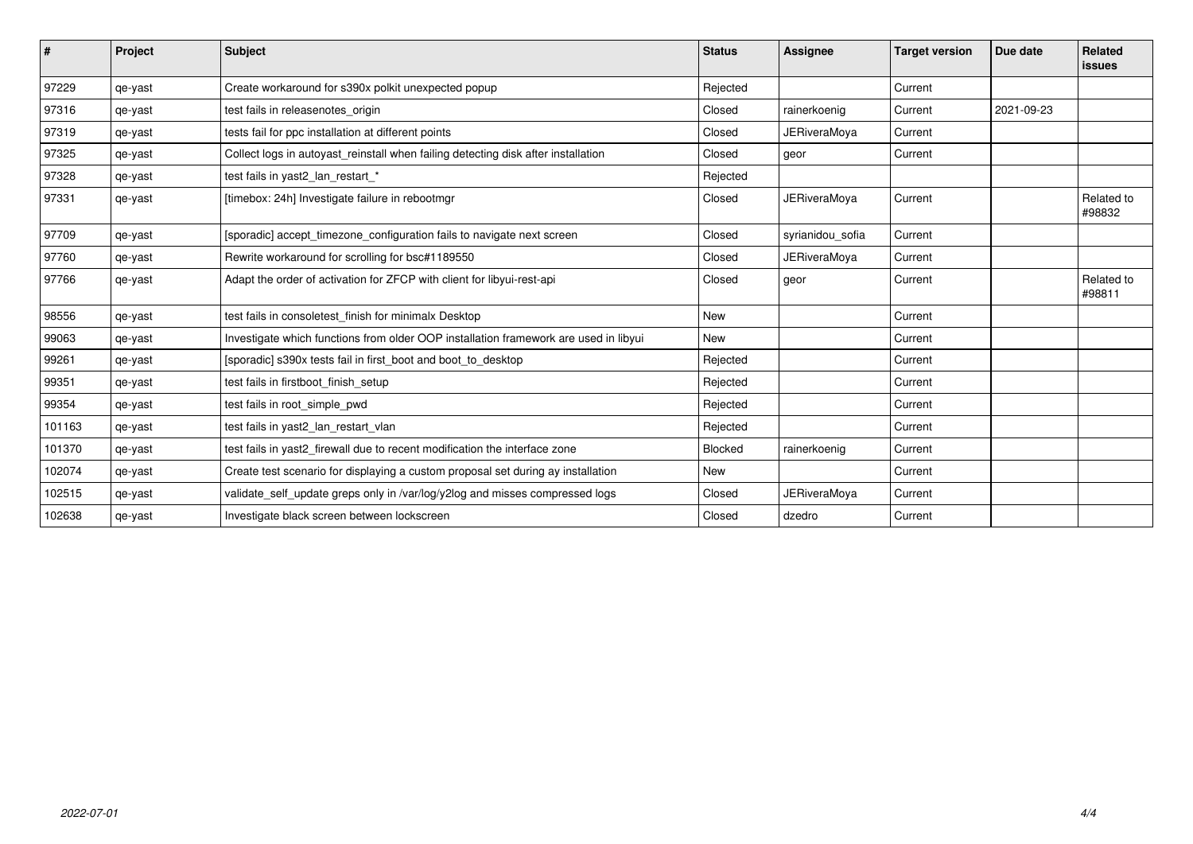| # | Project | Subject | Status | Assignee | Target version | Due date | Related issues |
|---|---|---|---|---|---|---|---|
| 97229 | qe-yast | Create workaround for s390x polkit unexpected popup | Rejected | | Current | | |
| 97316 | qe-yast | test fails in releasenotes_origin | Closed | rainerkoenig | Current | 2021-09-23 | |
| 97319 | qe-yast | tests fail for ppc installation at different points | Closed | JERiveraMoya | Current | | |
| 97325 | qe-yast | Collect logs in autoyast_reinstall when failing detecting disk after installation | Closed | geor | Current | | |
| 97328 | qe-yast | test fails in yast2_lan_restart_* | Rejected | | | | |
| 97331 | qe-yast | [timebox: 24h] Investigate failure in rebootmgr | Closed | JERiveraMoya | Current | | Related to #98832 |
| 97709 | qe-yast | [sporadic] accept_timezone_configuration fails to navigate next screen | Closed | syrianidou_sofia | Current | | |
| 97760 | qe-yast | Rewrite workaround for scrolling for bsc#1189550 | Closed | JERiveraMoya | Current | | |
| 97766 | qe-yast | Adapt the order of activation for ZFCP with client for libyui-rest-api | Closed | geor | Current | | Related to #98811 |
| 98556 | qe-yast | test fails in consoletest_finish for minimalx Desktop | New | | Current | | |
| 99063 | qe-yast | Investigate which functions from older OOP installation framework are used in libyui | New | | Current | | |
| 99261 | qe-yast | [sporadic] s390x tests fail in first_boot and boot_to_desktop | Rejected | | Current | | |
| 99351 | qe-yast | test fails in firstboot_finish_setup | Rejected | | Current | | |
| 99354 | qe-yast | test fails in root_simple_pwd | Rejected | | Current | | |
| 101163 | qe-yast | test fails in yast2_lan_restart_vlan | Rejected | | Current | | |
| 101370 | qe-yast | test fails in yast2_firewall due to recent modification the interface zone | Blocked | rainerkoenig | Current | | |
| 102074 | qe-yast | Create test scenario for displaying a custom proposal set during ay installation | New | | Current | | |
| 102515 | qe-yast | validate_self_update greps only in /var/log/y2log and misses compressed logs | Closed | JERiveraMoya | Current | | |
| 102638 | qe-yast | Investigate black screen between lockscreen | Closed | dzedro | Current | | |